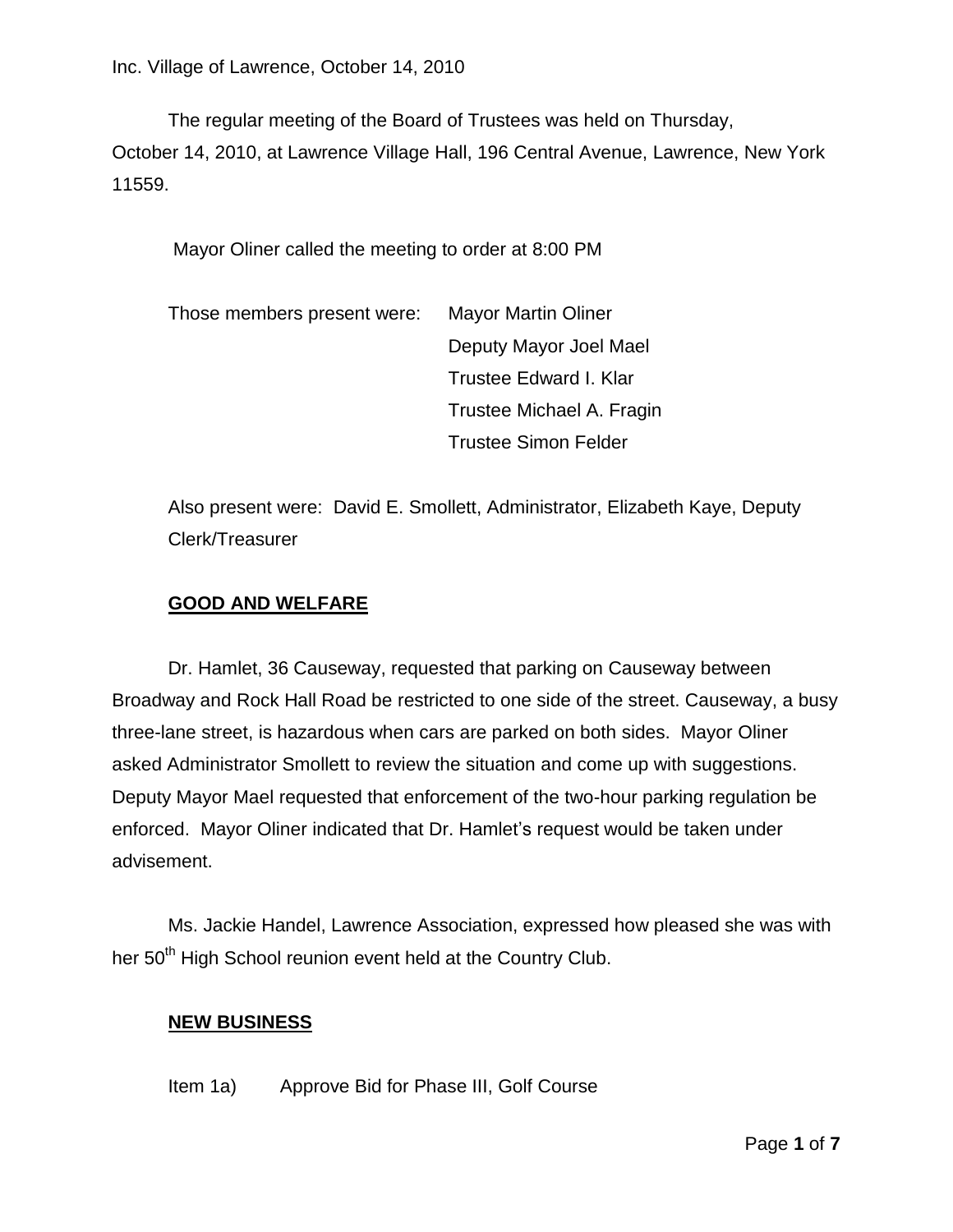Inc. Village of Lawrence, October 14, 2010

The regular meeting of the Board of Trustees was held on Thursday, October 14, 2010, at Lawrence Village Hall, 196 Central Avenue, Lawrence, New York 11559.

Mayor Oliner called the meeting to order at 8:00 PM

Those members present were: Mayor Martin Oliner
Deputy Mayor Joel Mael
Trustee Edward I. Klar
Trustee Michael A. Fragin
Trustee Simon Felder

Also present were: David E. Smollett, Administrator, Elizabeth Kaye, Deputy Clerk/Treasurer

## **GOOD AND WELFARE**

Dr. Hamlet, 36 Causeway, requested that parking on Causeway between Broadway and Rock Hall Road be restricted to one side of the street. Causeway, a busy three-lane street, is hazardous when cars are parked on both sides. Mayor Oliner asked Administrator Smollett to review the situation and come up with suggestions. Deputy Mayor Mael requested that enforcement of the two-hour parking regulation be enforced. Mayor Oliner indicated that Dr. Hamlet's request would be taken under advisement.

Ms. Jackie Handel, Lawrence Association, expressed how pleased she was with her 50th High School reunion event held at the Country Club.

## **NEW BUSINESS**

Item 1a) Approve Bid for Phase III, Golf Course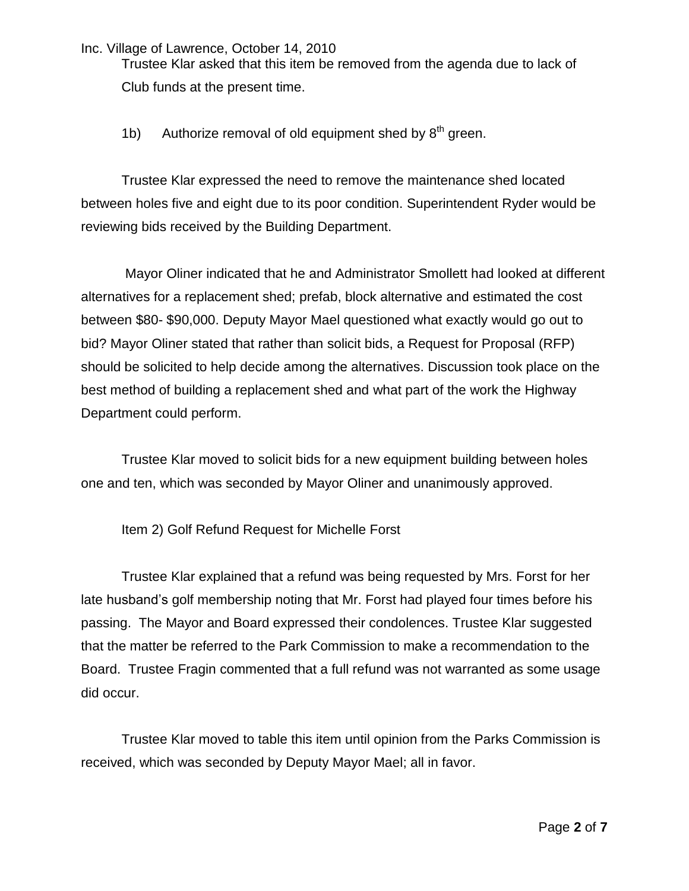Trustee Klar asked that this item be removed from the agenda due to lack of Club funds at the present time.

1b) Authorize removal of old equipment shed by 8th green.

Trustee Klar expressed the need to remove the maintenance shed located between holes five and eight due to its poor condition. Superintendent Ryder would be reviewing bids received by the Building Department.

Mayor Oliner indicated that he and Administrator Smollett had looked at different alternatives for a replacement shed; prefab, block alternative and estimated the cost between $80- $90,000. Deputy Mayor Mael questioned what exactly would go out to bid? Mayor Oliner stated that rather than solicit bids, a Request for Proposal (RFP) should be solicited to help decide among the alternatives. Discussion took place on the best method of building a replacement shed and what part of the work the Highway Department could perform.

Trustee Klar moved to solicit bids for a new equipment building between holes one and ten, which was seconded by Mayor Oliner and unanimously approved.

Item 2) Golf Refund Request for Michelle Forst

Trustee Klar explained that a refund was being requested by Mrs. Forst for her late husband's golf membership noting that Mr. Forst had played four times before his passing. The Mayor and Board expressed their condolences. Trustee Klar suggested that the matter be referred to the Park Commission to make a recommendation to the Board. Trustee Fragin commented that a full refund was not warranted as some usage did occur.

Trustee Klar moved to table this item until opinion from the Parks Commission is received, which was seconded by Deputy Mayor Mael; all in favor.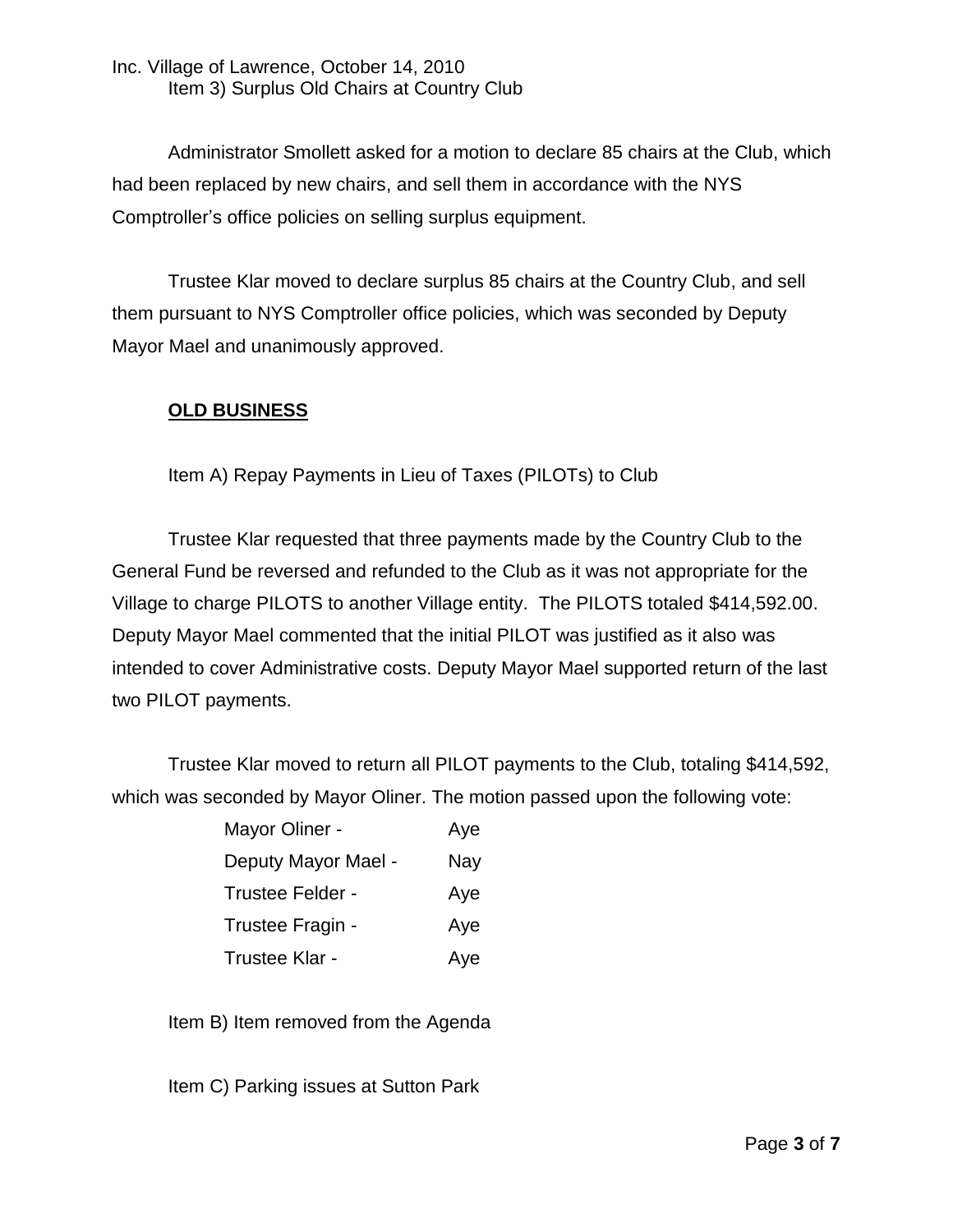Item 3) Surplus Old Chairs at Country Club

Administrator Smollett asked for a motion to declare 85 chairs at the Club, which had been replaced by new chairs, and sell them in accordance with the NYS Comptroller's office policies on selling surplus equipment.

Trustee Klar moved to declare surplus 85 chairs at the Country Club, and sell them pursuant to NYS Comptroller office policies, which was seconded by Deputy Mayor Mael and unanimously approved.

**OLD BUSINESS**

Item A) Repay Payments in Lieu of Taxes (PILOTs) to Club

Trustee Klar requested that three payments made by the Country Club to the General Fund be reversed and refunded to the Club as it was not appropriate for the Village to charge PILOTS to another Village entity. The PILOTS totaled $414,592.00. Deputy Mayor Mael commented that the initial PILOT was justified as it also was intended to cover Administrative costs. Deputy Mayor Mael supported return of the last two PILOT payments.

Trustee Klar moved to return all PILOT payments to the Club, totaling $414,592, which was seconded by Mayor Oliner. The motion passed upon the following vote:

| | |
|---|---|
| Mayor Oliner - | Aye |
| Deputy Mayor Mael - | Nay |
| Trustee Felder - | Aye |
| Trustee Fragin - | Aye |
| Trustee Klar - | Aye |

Item B) Item removed from the Agenda

Item C) Parking issues at Sutton Park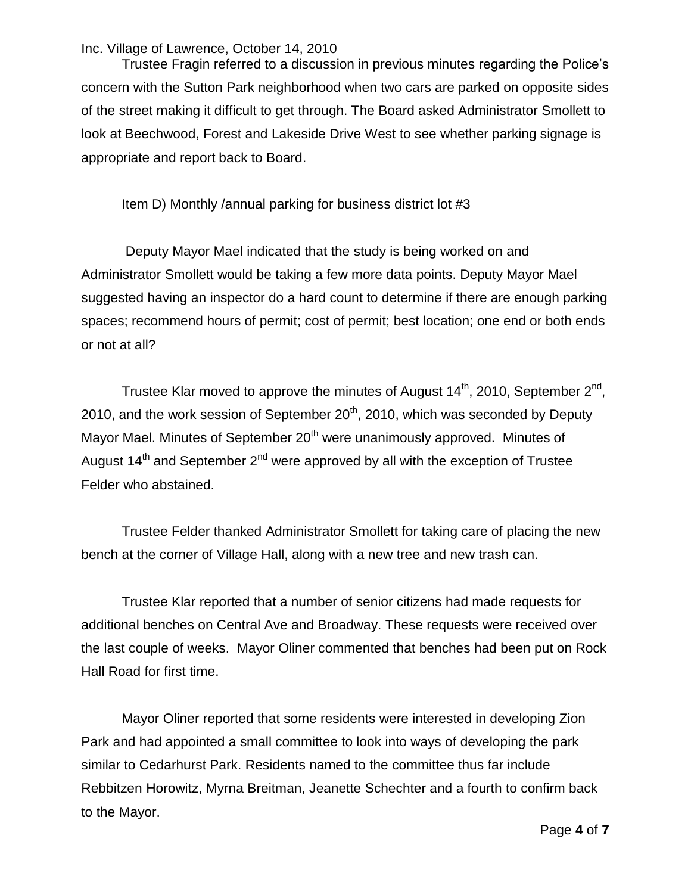Trustee Fragin referred to a discussion in previous minutes regarding the Police's concern with the Sutton Park neighborhood when two cars are parked on opposite sides of the street making it difficult to get through. The Board asked Administrator Smollett to look at Beechwood, Forest and Lakeside Drive West to see whether parking signage is appropriate and report back to Board.

Item D) Monthly /annual parking for business district lot #3

Deputy Mayor Mael indicated that the study is being worked on and Administrator Smollett would be taking a few more data points. Deputy Mayor Mael suggested having an inspector do a hard count to determine if there are enough parking spaces; recommend hours of permit; cost of permit; best location; one end or both ends or not at all?

Trustee Klar moved to approve the minutes of August 14th, 2010, September 2nd, 2010, and the work session of September 20th, 2010, which was seconded by Deputy Mayor Mael. Minutes of September 20th were unanimously approved. Minutes of August 14th and September 2nd were approved by all with the exception of Trustee Felder who abstained.

Trustee Felder thanked Administrator Smollett for taking care of placing the new bench at the corner of Village Hall, along with a new tree and new trash can.

Trustee Klar reported that a number of senior citizens had made requests for additional benches on Central Ave and Broadway. These requests were received over the last couple of weeks. Mayor Oliner commented that benches had been put on Rock Hall Road for first time.

Mayor Oliner reported that some residents were interested in developing Zion Park and had appointed a small committee to look into ways of developing the park similar to Cedarhurst Park. Residents named to the committee thus far include Rebbitzen Horowitz, Myrna Breitman, Jeanette Schechter and a fourth to confirm back to the Mayor.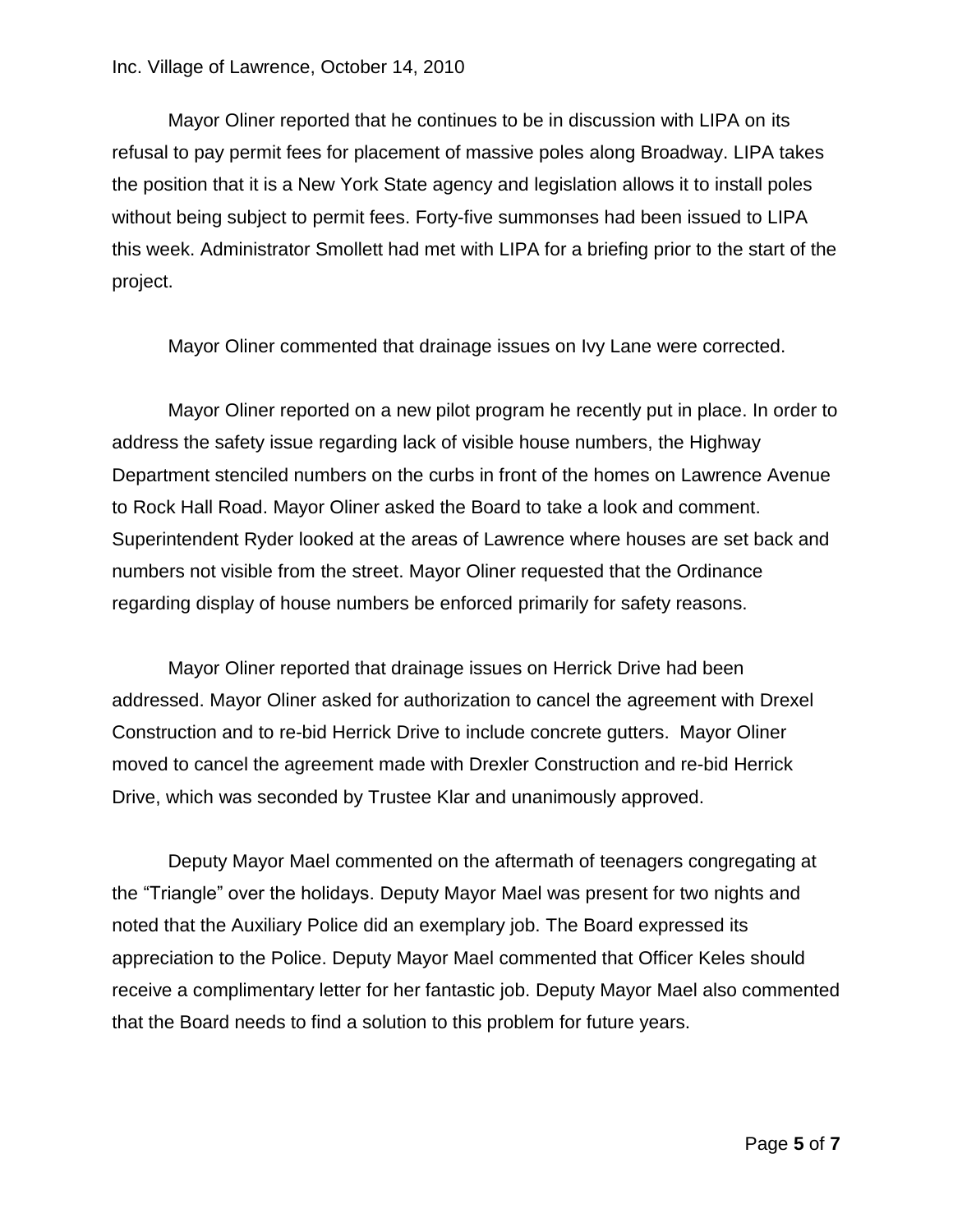Mayor Oliner reported that he continues to be in discussion with LIPA on its refusal to pay permit fees for placement of massive poles along Broadway. LIPA takes the position that it is a New York State agency and legislation allows it to install poles without being subject to permit fees. Forty-five summonses had been issued to LIPA this week. Administrator Smollett had met with LIPA for a briefing prior to the start of the project.

Mayor Oliner commented that drainage issues on Ivy Lane were corrected.

Mayor Oliner reported on a new pilot program he recently put in place. In order to address the safety issue regarding lack of visible house numbers, the Highway Department stenciled numbers on the curbs in front of the homes on Lawrence Avenue to Rock Hall Road. Mayor Oliner asked the Board to take a look and comment. Superintendent Ryder looked at the areas of Lawrence where houses are set back and numbers not visible from the street. Mayor Oliner requested that the Ordinance regarding display of house numbers be enforced primarily for safety reasons.

Mayor Oliner reported that drainage issues on Herrick Drive had been addressed. Mayor Oliner asked for authorization to cancel the agreement with Drexel Construction and to re-bid Herrick Drive to include concrete gutters. Mayor Oliner moved to cancel the agreement made with Drexler Construction and re-bid Herrick Drive, which was seconded by Trustee Klar and unanimously approved.

Deputy Mayor Mael commented on the aftermath of teenagers congregating at the "Triangle" over the holidays. Deputy Mayor Mael was present for two nights and noted that the Auxiliary Police did an exemplary job. The Board expressed its appreciation to the Police. Deputy Mayor Mael commented that Officer Keles should receive a complimentary letter for her fantastic job. Deputy Mayor Mael also commented that the Board needs to find a solution to this problem for future years.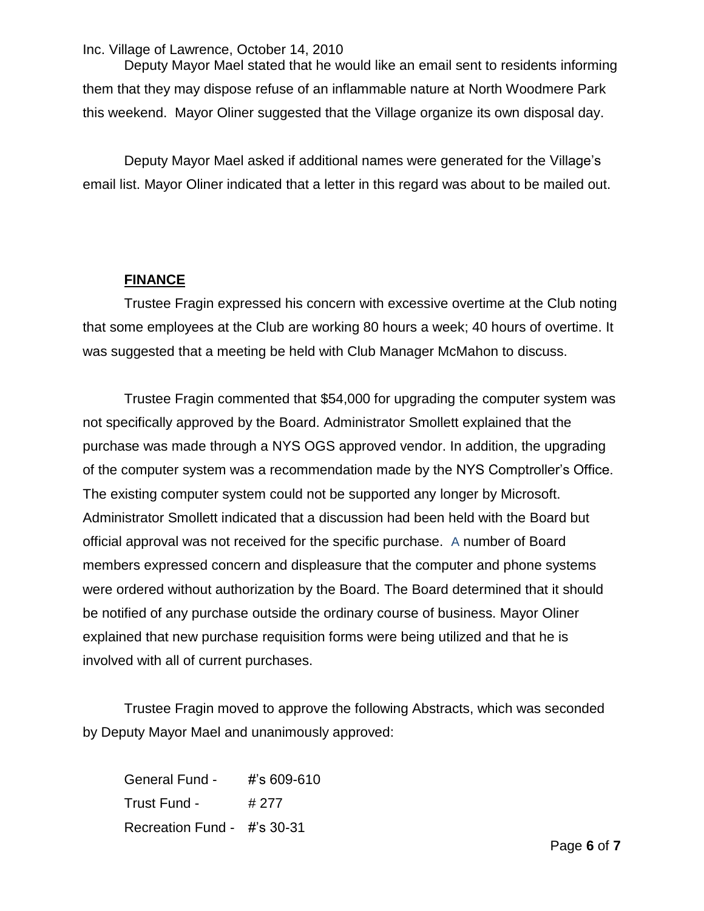Deputy Mayor Mael stated that he would like an email sent to residents informing them that they may dispose refuse of an inflammable nature at North Woodmere Park this weekend. Mayor Oliner suggested that the Village organize its own disposal day.

Deputy Mayor Mael asked if additional names were generated for the Village's email list. Mayor Oliner indicated that a letter in this regard was about to be mailed out.

**FINANCE**

Trustee Fragin expressed his concern with excessive overtime at the Club noting that some employees at the Club are working 80 hours a week; 40 hours of overtime. It was suggested that a meeting be held with Club Manager McMahon to discuss.

Trustee Fragin commented that $54,000 for upgrading the computer system was not specifically approved by the Board. Administrator Smollett explained that the purchase was made through a NYS OGS approved vendor. In addition, the upgrading of the computer system was a recommendation made by the NYS Comptroller's Office. The existing computer system could not be supported any longer by Microsoft. Administrator Smollett indicated that a discussion had been held with the Board but official approval was not received for the specific purchase. A number of Board members expressed concern and displeasure that the computer and phone systems were ordered without authorization by the Board. The Board determined that it should be notified of any purchase outside the ordinary course of business. Mayor Oliner explained that new purchase requisition forms were being utilized and that he is involved with all of current purchases.

Trustee Fragin moved to approve the following Abstracts, which was seconded by Deputy Mayor Mael and unanimously approved:

General Fund - #'s 609-610
Trust Fund - # 277
Recreation Fund - #'s 30-31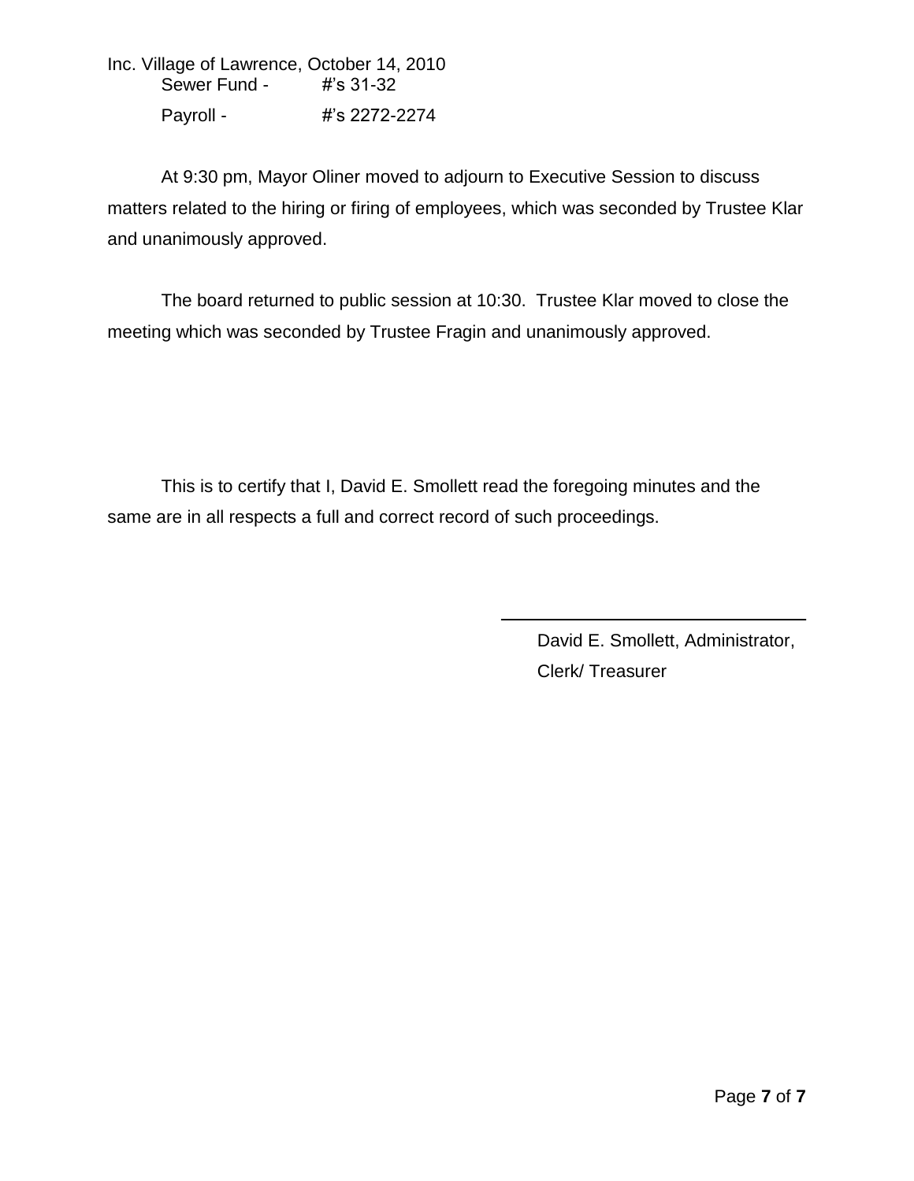Inc. Village of Lawrence, October 14, 2010

| | |
|---|---|
| Sewer Fund - | #'s 31-32 |
| Payroll - | #'s 2272-2274 |

At 9:30 pm, Mayor Oliner moved to adjourn to Executive Session to discuss matters related to the hiring or firing of employees, which was seconded by Trustee Klar and unanimously approved.

The board returned to public session at 10:30. Trustee Klar moved to close the meeting which was seconded by Trustee Fragin and unanimously approved.

This is to certify that I, David E. Smollett read the foregoing minutes and the same are in all respects a full and correct record of such proceedings.

David E. Smollett, Administrator,
Clerk/ Treasurer